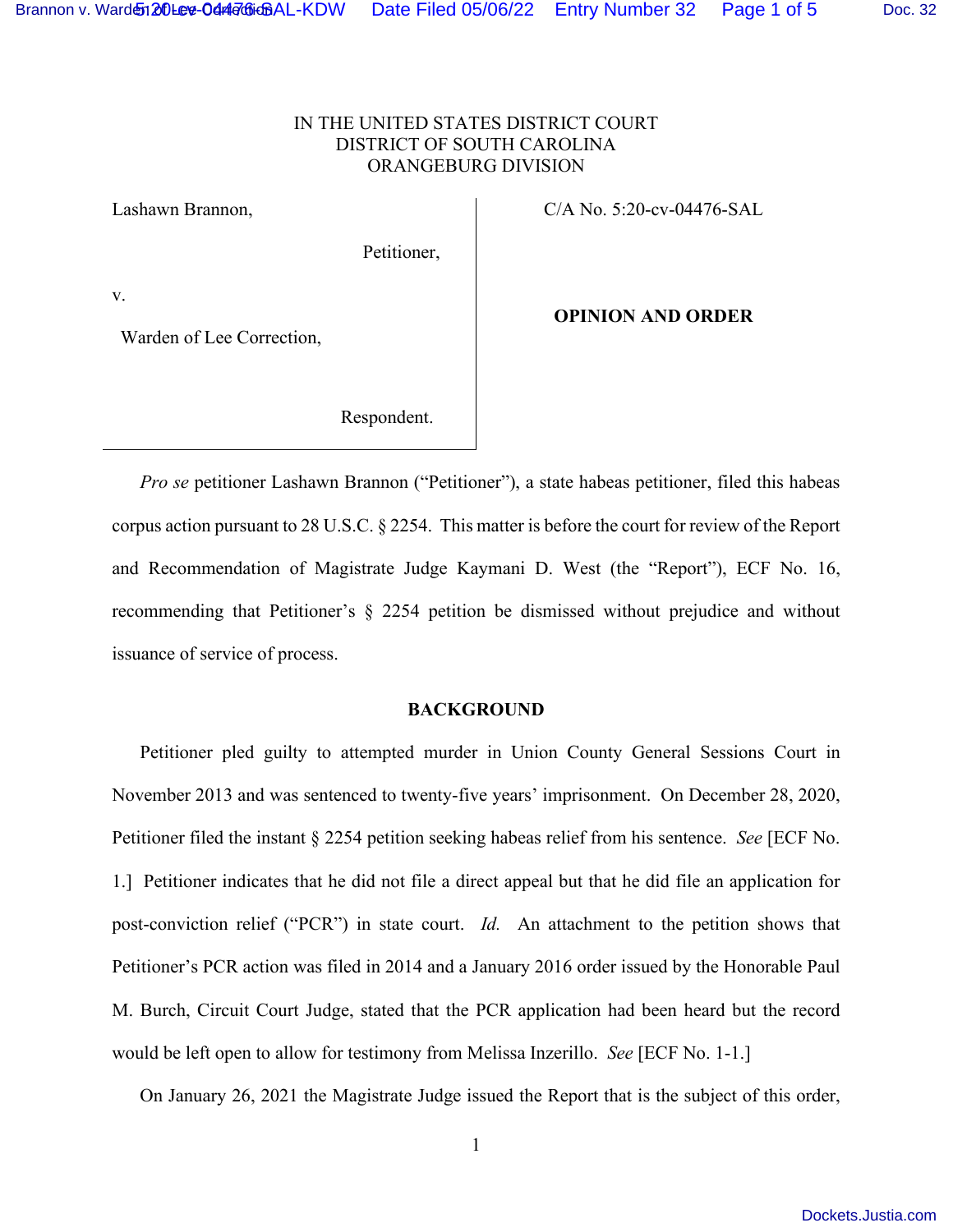IN THE UNITED STATES DISTRICT COURT
DISTRICT OF SOUTH CAROLINA
ORANGEBURG DIVISION

Lashawn Brannon,

Petitioner,

v.

Warden of Lee Correction,

Respondent.

C/A No. 5:20-cv-04476-SAL

**OPINION AND ORDER**

*Pro se* petitioner Lashawn Brannon ("Petitioner"), a state habeas petitioner, filed this habeas corpus action pursuant to 28 U.S.C. § 2254. This matter is before the court for review of the Report and Recommendation of Magistrate Judge Kaymani D. West (the "Report"), ECF No. 16, recommending that Petitioner's § 2254 petition be dismissed without prejudice and without issuance of service of process.

**BACKGROUND**

Petitioner pled guilty to attempted murder in Union County General Sessions Court in November 2013 and was sentenced to twenty-five years' imprisonment. On December 28, 2020, Petitioner filed the instant § 2254 petition seeking habeas relief from his sentence. *See* [ECF No. 1.] Petitioner indicates that he did not file a direct appeal but that he did file an application for post-conviction relief ("PCR") in state court. *Id.* An attachment to the petition shows that Petitioner's PCR action was filed in 2014 and a January 2016 order issued by the Honorable Paul M. Burch, Circuit Court Judge, stated that the PCR application had been heard but the record would be left open to allow for testimony from Melissa Inzerillo. *See* [ECF No. 1-1.]

On January 26, 2021 the Magistrate Judge issued the Report that is the subject of this order,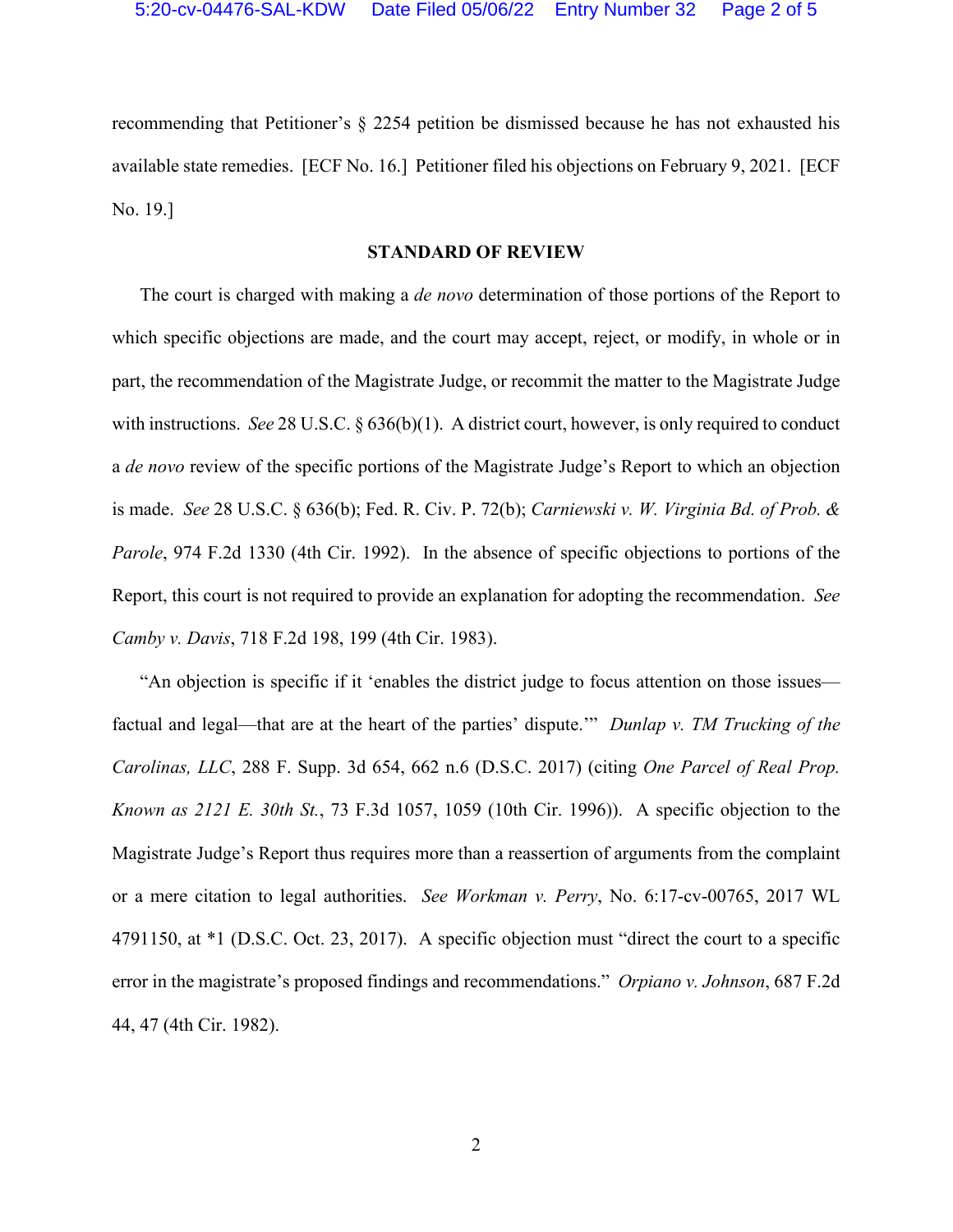recommending that Petitioner's § 2254 petition be dismissed because he has not exhausted his available state remedies. [ECF No. 16.] Petitioner filed his objections on February 9, 2021. [ECF No. 19.]

## STANDARD OF REVIEW

The court is charged with making a *de novo* determination of those portions of the Report to which specific objections are made, and the court may accept, reject, or modify, in whole or in part, the recommendation of the Magistrate Judge, or recommit the matter to the Magistrate Judge with instructions. *See* 28 U.S.C. § 636(b)(1). A district court, however, is only required to conduct a *de novo* review of the specific portions of the Magistrate Judge's Report to which an objection is made. *See* 28 U.S.C. § 636(b); Fed. R. Civ. P. 72(b); *Carniewski v. W. Virginia Bd. of Prob. & Parole*, 974 F.2d 1330 (4th Cir. 1992). In the absence of specific objections to portions of the Report, this court is not required to provide an explanation for adopting the recommendation. *See Camby v. Davis*, 718 F.2d 198, 199 (4th Cir. 1983).

"An objection is specific if it 'enables the district judge to focus attention on those issues—factual and legal—that are at the heart of the parties' dispute.'" *Dunlap v. TM Trucking of the Carolinas, LLC*, 288 F. Supp. 3d 654, 662 n.6 (D.S.C. 2017) (citing *One Parcel of Real Prop. Known as 2121 E. 30th St.*, 73 F.3d 1057, 1059 (10th Cir. 1996)). A specific objection to the Magistrate Judge's Report thus requires more than a reassertion of arguments from the complaint or a mere citation to legal authorities. *See Workman v. Perry*, No. 6:17-cv-00765, 2017 WL 4791150, at *1 (D.S.C. Oct. 23, 2017). A specific objection must "direct the court to a specific error in the magistrate's proposed findings and recommendations." *Orpiano v. Johnson*, 687 F.2d 44, 47 (4th Cir. 1982).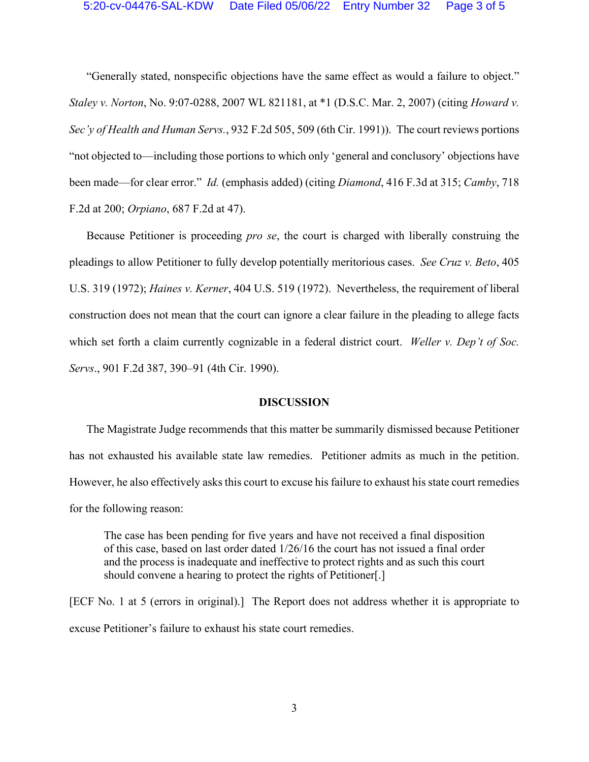"Generally stated, nonspecific objections have the same effect as would a failure to object." *Staley v. Norton*, No. 9:07-0288, 2007 WL 821181, at *1 (D.S.C. Mar. 2, 2007) (citing *Howard v. Sec'y of Health and Human Servs.*, 932 F.2d 505, 509 (6th Cir. 1991)). The court reviews portions "not objected to—including those portions to which only 'general and conclusory' objections have been made—for clear error." *Id.* (emphasis added) (citing *Diamond*, 416 F.3d at 315; *Camby*, 718 F.2d at 200; *Orpiano*, 687 F.2d at 47).

Because Petitioner is proceeding *pro se*, the court is charged with liberally construing the pleadings to allow Petitioner to fully develop potentially meritorious cases. *See Cruz v. Beto*, 405 U.S. 319 (1972); *Haines v. Kerner*, 404 U.S. 519 (1972). Nevertheless, the requirement of liberal construction does not mean that the court can ignore a clear failure in the pleading to allege facts which set forth a claim currently cognizable in a federal district court. *Weller v. Dep't of Soc. Servs*., 901 F.2d 387, 390–91 (4th Cir. 1990).

## DISCUSSION

The Magistrate Judge recommends that this matter be summarily dismissed because Petitioner has not exhausted his available state law remedies. Petitioner admits as much in the petition. However, he also effectively asks this court to excuse his failure to exhaust his state court remedies for the following reason:

> The case has been pending for five years and have not received a final disposition of this case, based on last order dated 1/26/16 the court has not issued a final order and the process is inadequate and ineffective to protect rights and as such this court should convene a hearing to protect the rights of Petitioner[.]

[ECF No. 1 at 5 (errors in original).] The Report does not address whether it is appropriate to excuse Petitioner's failure to exhaust his state court remedies.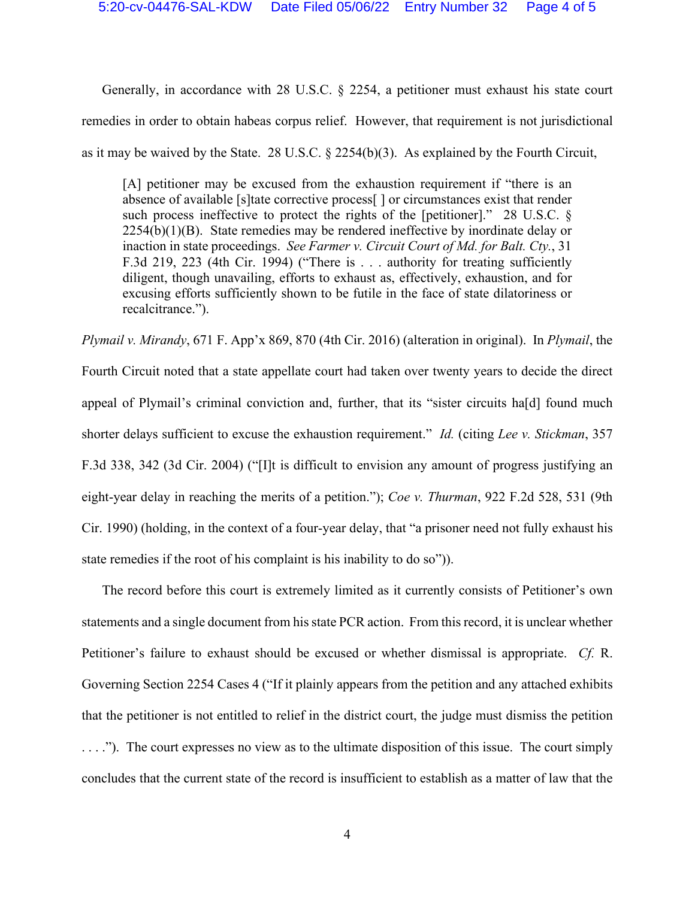Generally, in accordance with 28 U.S.C. § 2254, a petitioner must exhaust his state court remedies in order to obtain habeas corpus relief. However, that requirement is not jurisdictional as it may be waived by the State. 28 U.S.C. § 2254(b)(3). As explained by the Fourth Circuit,

> [A] petitioner may be excused from the exhaustion requirement if "there is an absence of available [s]tate corrective process[ ] or circumstances exist that render such process ineffective to protect the rights of the [petitioner]." 28 U.S.C. § 2254(b)(1)(B). State remedies may be rendered ineffective by inordinate delay or inaction in state proceedings. *See Farmer v. Circuit Court of Md. for Balt. Cty.*, 31 F.3d 219, 223 (4th Cir. 1994) ("There is . . . authority for treating sufficiently diligent, though unavailing, efforts to exhaust as, effectively, exhaustion, and for excusing efforts sufficiently shown to be futile in the face of state dilatoriness or recalcitrance.").

*Plymail v. Mirandy*, 671 F. App'x 869, 870 (4th Cir. 2016) (alteration in original). In *Plymail*, the Fourth Circuit noted that a state appellate court had taken over twenty years to decide the direct appeal of Plymail's criminal conviction and, further, that its "sister circuits ha[d] found much shorter delays sufficient to excuse the exhaustion requirement." *Id.* (citing *Lee v. Stickman*, 357 F.3d 338, 342 (3d Cir. 2004) ("[I]t is difficult to envision any amount of progress justifying an eight-year delay in reaching the merits of a petition."); *Coe v. Thurman*, 922 F.2d 528, 531 (9th Cir. 1990) (holding, in the context of a four-year delay, that "a prisoner need not fully exhaust his state remedies if the root of his complaint is his inability to do so")).

The record before this court is extremely limited as it currently consists of Petitioner's own statements and a single document from his state PCR action. From this record, it is unclear whether Petitioner's failure to exhaust should be excused or whether dismissal is appropriate. *Cf.* R. Governing Section 2254 Cases 4 ("If it plainly appears from the petition and any attached exhibits that the petitioner is not entitled to relief in the district court, the judge must dismiss the petition . . . ."). The court expresses no view as to the ultimate disposition of this issue. The court simply concludes that the current state of the record is insufficient to establish as a matter of law that the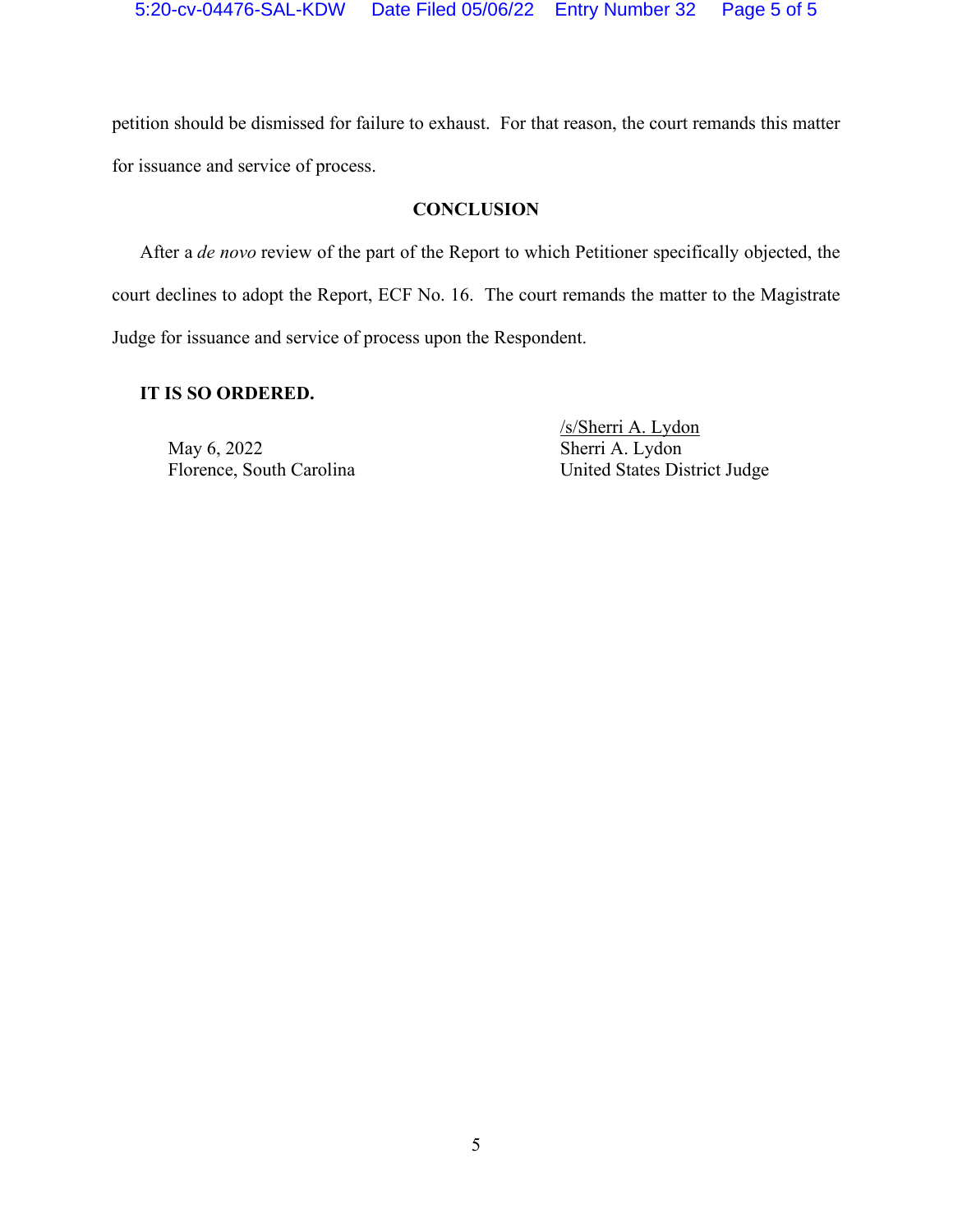petition should be dismissed for failure to exhaust. For that reason, the court remands this matter for issuance and service of process.

## CONCLUSION

After a *de novo* review of the part of the Report to which Petitioner specifically objected, the court declines to adopt the Report, ECF No. 16. The court remands the matter to the Magistrate Judge for issuance and service of process upon the Respondent.

**IT IS SO ORDERED.**

/s/Sherri A. Lydon
Sherri A. Lydon
United States District Judge

May 6, 2022
Florence, South Carolina